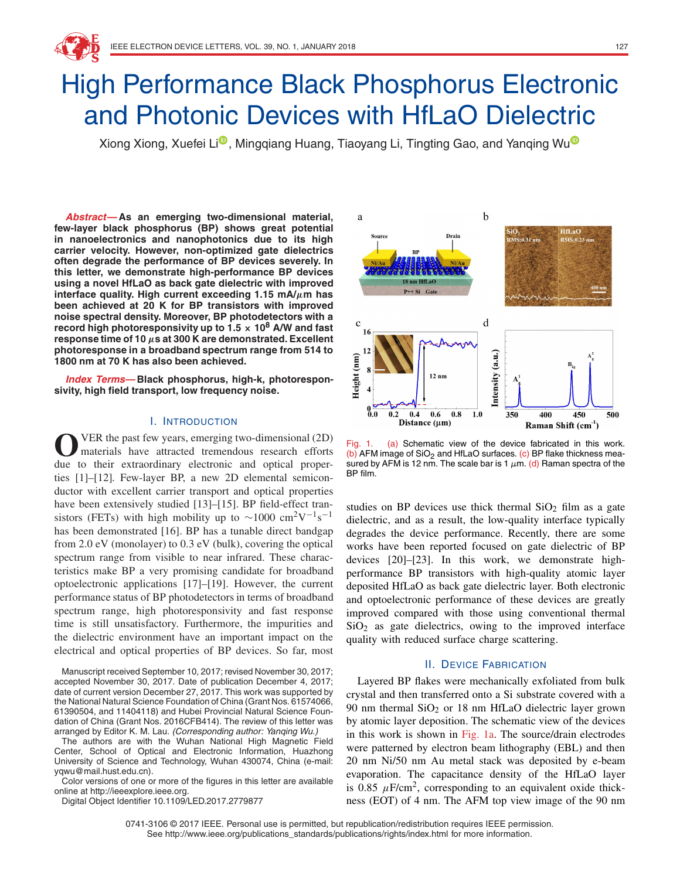# High Performance Black Phosphorus Electronic and Photonic Devices with HfLaO Dielectric

Xiong Xiong, Xuefei Li, Mingqiang Huang, Tiaoyang Li, Tingting Gao, and Yanqing Wu

***Abstract*— As an emerging two-dimensional material, few-layer black phosphorus (BP) shows great potential in nanoelectronics and nanophotonics due to its high carrier velocity. However, non-optimized gate dielectrics often degrade the performance of BP devices severely. In this letter, we demonstrate high-performance BP devices using a novel HfLaO as back gate dielectric with improved interface quality. High current exceeding 1.15 mA/$\mu$m has been achieved at 20 K for BP transistors with improved noise spectral density. Moreover, BP photodetectors with a record high photoresponsivity up to 1.5 × $10^8$ A/W and fast response time of 10 $\mu$s at 300 K are demonstrated. Excellent photoresponse in a broadband spectrum range from 514 to 1800 nm at 70 K has also been achieved.**

***Index Terms*— Black phosphorus, high-k, photoresponsivity, high field transport, low frequency noise.**

## I. Introduction

OVER the past few years, emerging two-dimensional (2D) materials have attracted tremendous research efforts due to their extraordinary electronic and optical properties [1]–[12]. Few-layer BP, a new 2D elemental semiconductor with excellent carrier transport and optical properties have been extensively studied [13]–[15]. BP field-effect transistors (FETs) with high mobility up to ~1000 $cm^2V^{-1}s^{-1}$ has been demonstrated [16]. BP has a tunable direct bandgap from 2.0 eV (monolayer) to 0.3 eV (bulk), covering the optical spectrum range from visible to near infrared. These characteristics make BP a very promising candidate for broadband optoelectronic applications [17]–[19]. However, the current performance status of BP photodetectors in terms of broadband spectrum range, high photoresponsivity and fast response time is still unsatisfactory. Furthermore, the impurities and the dielectric environment have an important impact on the electrical and optical properties of BP devices. So far, most studies on BP devices use thick thermal $SiO_2$ film as a gate dielectric, and as a result, the low-quality interface typically degrades the device performance. Recently, there are some works have been reported focused on gate dielectric of BP devices [20]–[23]. In this work, we demonstrate high-performance BP transistors with high-quality atomic layer deposited HfLaO as back gate dielectric layer. Both electronic and optoelectronic performance of these devices are greatly improved compared with those using conventional thermal $SiO_2$ as gate dielectrics, owing to the improved interface quality with reduced surface charge scattering.

Manuscript received September 10, 2017; revised November 30, 2017; accepted November 30, 2017. Date of publication December 4, 2017; date of current version December 27, 2017. This work was supported by the National Natural Science Foundation of China (Grant Nos. 61574066, 61390504, and 11404118) and Hubei Provincial Natural Science Foundation of China (Grant Nos. 2016CFB414). The review of this letter was arranged by Editor K. M. Lau. *(Corresponding author: Yanqing Wu.)*

The authors are with the Wuhan National High Magnetic Field Center, School of Optical and Electronic Information, Huazhong University of Science and Technology, Wuhan 430074, China (e-mail: yqwu@mail.hust.edu.cn).

Color versions of one or more of the figures in this letter are available online at http://ieeexplore.ieee.org.

Digital Object Identifier 10.1109/LED.2017.2779877

Fig. 1. (a) Schematic view of the device fabricated in this work. (b) AFM image of $SiO_2$ and HfLaO surfaces. (c) BP flake thickness measured by AFM is 12 nm. The scale bar is 1 $\mu$m. (d) Raman spectra of the BP film.

## II. Device Fabrication

Layered BP flakes were mechanically exfoliated from bulk crystal and then transferred onto a Si substrate covered with a 90 nm thermal $SiO_2$ or 18 nm HfLaO dielectric layer grown by atomic layer deposition. The schematic view of the devices in this work is shown in Fig. 1a. The source/drain electrodes were patterned by electron beam lithography (EBL) and then 20 nm Ni/50 nm Au metal stack was deposited by e-beam evaporation. The capacitance density of the HfLaO layer is 0.85 $\mu F/cm^2$, corresponding to an equivalent oxide thickness (EOT) of 4 nm. The AFM top view image of the 90 nm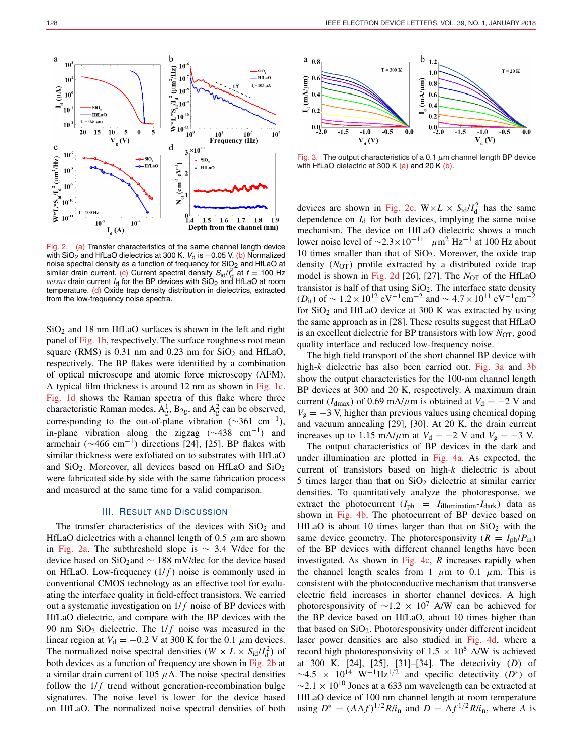Fig. 2. (a) Transfer characteristics of the same channel length device with $SiO_2$ and HfLaO dielectrics at 300 K. $V_d$ is −0.05 V. (b) Normalized noise spectral density as a function of frequency for $SiO_2$ and HfLaO at similar drain current. (c) Current spectral density $S_{id}/I_d^2$ at $f = 100$ Hz *versus* drain current $I_d$ for the BP devices with $SiO_2$ and HfLaO at room temperature. (d) Oxide trap density distribution in dielectrics, extracted from the low-frequency noise spectra.

$SiO_2$ and 18 nm HfLaO surfaces is shown in the left and right panel of Fig. 1b, respectively. The surface roughness root mean square (RMS) is 0.31 nm and 0.23 nm for $SiO_2$ and HfLaO, respectively. The BP flakes were identified by a combination of optical microscope and atomic force microscopy (AFM). A typical film thickness is around 12 nm as shown in Fig. 1c. Fig. 1d shows the Raman spectra of this flake where three characteristic Raman modes, $A_g^1$, $B_{2g}$, and $A_g^2$ can be observed, corresponding to the out-of-plane vibration (~361 $cm^{-1}$), in-plane vibration along the zigzag (~438 $cm^{-1}$) and armchair (~466 $cm^{-1}$) directions [24], [25]. BP flakes with similar thickness were exfoliated on to substrates with HfLaO and $SiO_2$. Moreover, all devices based on HfLaO and $SiO_2$ were fabricated side by side with the same fabrication process and measured at the same time for a valid comparison.

## III. Result and Discussion

The transfer characteristics of the devices with $SiO_2$ and HfLaO dielectrics with a channel length of 0.5 $\mu$m are shown in Fig. 2a. The subthreshold slope is ~ 3.4 V/dec for the device based on $SiO_2$and ~ 188 mV/dec for the device based on HfLaO. Low-frequency ($1/f$) noise is commonly used in conventional CMOS technology as an effective tool for evaluating the interface quality in field-effect transistors. We carried out a systematic investigation on $1/f$ noise of BP devices with HfLaO dielectric, and compare with the BP devices with the 90 nm $SiO_2$ dielectric. The $1/f$ noise was measured in the linear region at $V_d = -0.2$ V at 300 K for the 0.1 $\mu$m devices. The normalized noise spectral densities ($W \times L \times S_{id}/I_d^2$) of both devices as a function of frequency are shown in Fig. 2b at a similar drain current of 105 $\mu$A. The noise spectral densities follow the $1/f$ trend without generation-recombination bulge signatures. The noise level is lower for the device based on HfLaO. The normalized noise spectral densities of both devices are shown in Fig. 2c. $W \times L \times S_{id}/I_d^2$ has the same dependence on $I_d$ for both devices, implying the same noise mechanism. The device on HfLaO dielectric shows a much lower noise level of ~$2.3 \times 10^{-11}$ $\mu m^2\ Hz^{-1}$ at 100 Hz about 10 times smaller than that of $SiO_2$. Moreover, the oxide trap density ($N_{OT}$) profile extracted by a distributed oxide trap model is shown in Fig. 2d [26], [27]. The $N_{OT}$ of the HfLaO transistor is half of that using $SiO_2$. The interface state density ($D_{it}$) of ~ $1.2 \times 10^{12}$ $eV^{-1}cm^{-2}$ and ~ $4.7 \times 10^{11}$ $eV^{-1}cm^{-2}$ for $SiO_2$ and HfLaO device at 300 K was extracted by using the same approach as in [28]. These results suggest that HfLaO is an excellent dielectric for BP transistors with low $N_{OT}$, good quality interface and reduced low-frequency noise.

Fig. 3. The output characteristics of a 0.1 $\mu$m channel length BP device with HfLaO dielectric at 300 K (a) and 20 K (b).

The high field transport of the short channel BP device with high-*k* dielectric has also been carried out. Fig. 3a and 3b show the output characteristics for the 100-nm channel length BP devices at 300 and 20 K, respectively. A maximum drain current ($I_{dmax}$) of 0.69 mA/$\mu$m is obtained at $V_d = -2$ V and $V_g = -3$ V, higher than previous values using chemical doping and vacuum annealing [29], [30]. At 20 K, the drain current increases up to 1.15 mA/$\mu$m at $V_d = -2$ V and $V_g = -3$ V.

The output characteristics of BP devices in the dark and under illumination are plotted in Fig. 4a. As expected, the current of transistors based on high-*k* dielectric is about 5 times larger than that on $SiO_2$ dielectric at similar carrier densities. To quantitatively analyze the photoresponse, we extract the photocurrent ($I_{ph} = I_{illumination}$-$I_{dark}$) data as shown in Fig. 4b. The photocurrent of BP device based on HfLaO is about 10 times larger than that on $SiO_2$ with the same device geometry. The photoresponsivity ($R = I_{ph}/P_{in}$) of the BP devices with different channel lengths have been investigated. As shown in Fig. 4c, $R$ increases rapidly when the channel length scales from 1 $\mu$m to 0.1 $\mu$m. This is consistent with the photoconductive mechanism that transverse electric field increases in shorter channel devices. A high photoresponsivity of ~$1.2 \times 10^7$ A/W can be achieved for the BP device based on HfLaO, about 10 times higher than that based on $SiO_2$. Photoresponsivity under different incident laser power densities are also studied in Fig. 4d, where a record high photoresponsivity of $1.5 \times 10^8$ A/W is achieved at 300 K. [24], [25], [31]–[34]. The detectivity ($D$) of ~$4.5 \times 10^{14}$ $W^{-1}Hz^{1/2}$ and specific detectivity ($D^*$) of ~$2.1 \times 10^{10}$ Jones at a 633 nm wavelength can be extracted at HfLaO device of 100 nm channel length at room temperature using $D^* = (A\Delta f)^{1/2}R/i_n$ and $D = \Delta f^{1/2}R/i_n$, where $A$ is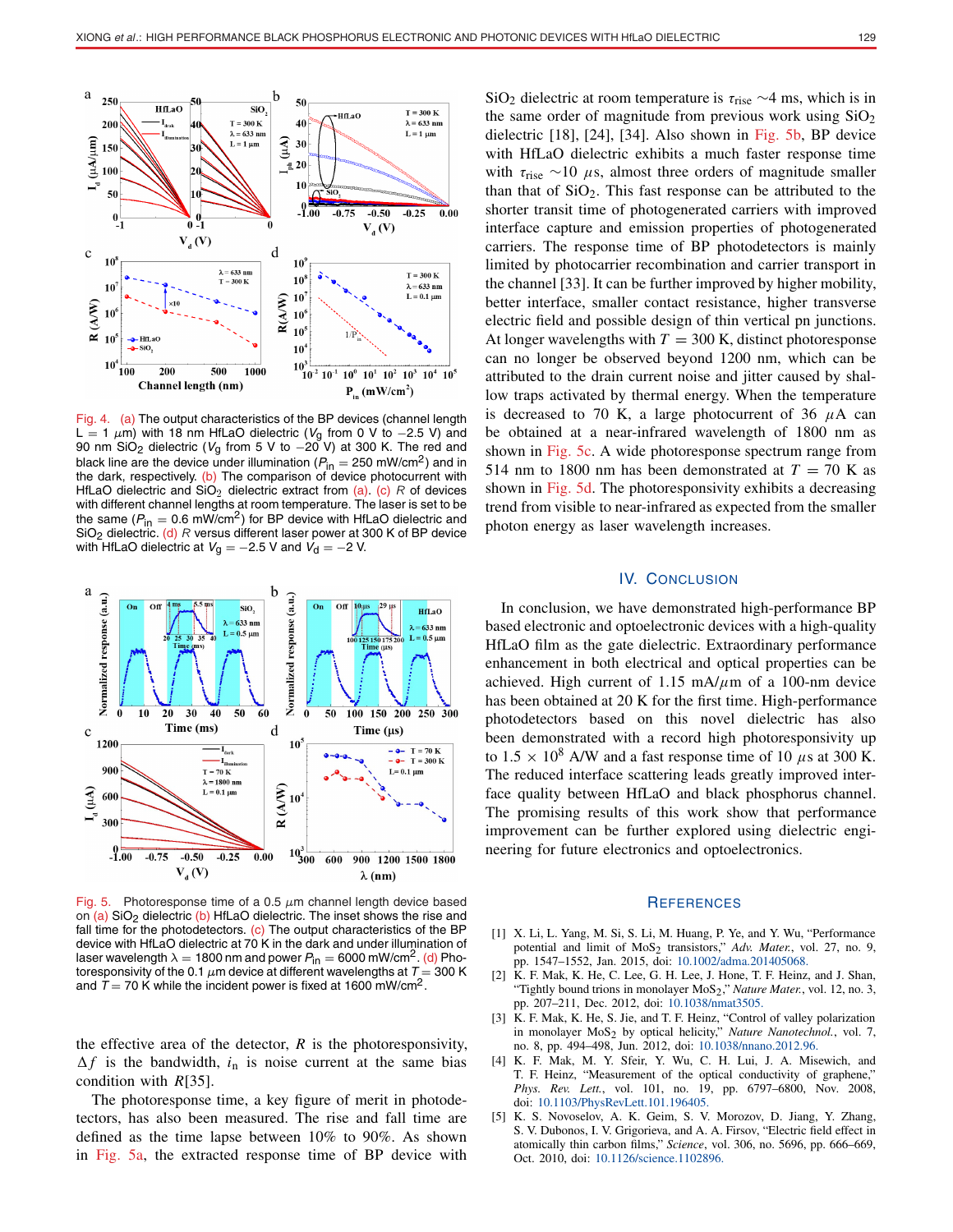Fig. 4. (a) The output characteristics of the BP devices (channel length $L = 1\ \mu m$) with 18 nm HfLaO dielectric ($V_g$ from 0 V to −2.5 V) and 90 nm $SiO_2$ dielectric ($V_g$ from 5 V to −20 V) at 300 K. The red and black line are the device under illumination ($P_{in} = 250$ mW/cm$^2$) and in the dark, respectively. (b) The comparison of device photocurrent with HfLaO dielectric and $SiO_2$ dielectric extract from (a). (c) $R$ of devices with different channel lengths at room temperature. The laser is set to be the same ($P_{in} = 0.6$ mW/cm$^2$) for BP device with HfLaO dielectric and $SiO_2$ dielectric. (d) $R$ versus different laser power at 300 K of BP device with HfLaO dielectric at $V_g = -2.5$ V and $V_d = -2$ V.

Fig. 5. Photoresponse time of a 0.5 $\mu$m channel length device based on (a) $SiO_2$ dielectric (b) HfLaO dielectric. The inset shows the rise and fall time for the photodetectors. (c) The output characteristics of the BP device with HfLaO dielectric at 70 K in the dark and under illumination of laser wavelength $\lambda = 1800$ nm and power $P_{in} = 6000$ mW/cm$^2$. (d) Photoresponsivity of the 0.1 $\mu$m device at different wavelengths at $T = 300$ K and $T = 70$ K while the incident power is fixed at 1600 mW/cm$^2$.

the effective area of the detector, $R$ is the photoresponsivity, $\Delta f$ is the bandwidth, $i_n$ is noise current at the same bias condition with $R$[35].

The photoresponse time, a key figure of merit in photodetectors, has also been measured. The rise and fall time are defined as the time lapse between 10% to 90%. As shown in Fig. 5a, the extracted response time of BP device with $SiO_2$ dielectric at room temperature is $\tau_{rise}$ ~4 ms, which is in the same order of magnitude from previous work using $SiO_2$ dielectric [18], [24], [34]. Also shown in Fig. 5b, BP device with HfLaO dielectric exhibits a much faster response time with $\tau_{rise}$ ~10 $\mu s$, almost three orders of magnitude smaller than that of $SiO_2$. This fast response can be attributed to the shorter transit time of photogenerated carriers with improved interface capture and emission properties of photogenerated carriers. The response time of BP photodetectors is mainly limited by photocarrier recombination and carrier transport in the channel [33]. It can be further improved by higher mobility, better interface, smaller contact resistance, higher transverse electric field and possible design of thin vertical pn junctions. At longer wavelengths with $T = 300$ K, distinct photoresponse can no longer be observed beyond 1200 nm, which can be attributed to the drain current noise and jitter caused by shallow traps activated by thermal energy. When the temperature is decreased to 70 K, a large photocurrent of 36 $\mu A$ can be obtained at a near-infrared wavelength of 1800 nm as shown in Fig. 5c. A wide photoresponse spectrum range from 514 nm to 1800 nm has been demonstrated at $T = 70$ K as shown in Fig. 5d. The photoresponsivity exhibits a decreasing trend from visible to near-infrared as expected from the smaller photon energy as laser wavelength increases.

## IV. Conclusion

In conclusion, we have demonstrated high-performance BP based electronic and optoelectronic devices with a high-quality HfLaO film as the gate dielectric. Extraordinary performance enhancement in both electrical and optical properties can be achieved. High current of 1.15 mA/$\mu m$ of a 100-nm device has been obtained at 20 K for the first time. High-performance photodetectors based on this novel dielectric has also been demonstrated with a record high photoresponsivity up to $1.5 \times 10^8$ A/W and a fast response time of 10 $\mu s$ at 300 K. The reduced interface scattering leads greatly improved interface quality between HfLaO and black phosphorus channel. The promising results of this work show that performance improvement can be further explored using dielectric engineering for future electronics and optoelectronics.

## References

[1] X. Li, L. Yang, M. Si, S. Li, M. Huang, P. Ye, and Y. Wu, "Performance potential and limit of $MoS_2$ transistors," *Adv. Mater.*, vol. 27, no. 9, pp. 1547–1552, Jan. 2015, doi: 10.1002/adma.201405068.

[2] K. F. Mak, K. He, C. Lee, G. H. Lee, J. Hone, T. F. Heinz, and J. Shan, "Tightly bound trions in monolayer $MoS_2$," *Nature Mater.*, vol. 12, no. 3, pp. 207–211, Dec. 2012, doi: 10.1038/nmat3505.

[3] K. F. Mak, K. He, S. Jie, and T. F. Heinz, "Control of valley polarization in monolayer $MoS_2$ by optical helicity," *Nature Nanotechnol.*, vol. 7, no. 8, pp. 494–498, Jun. 2012, doi: 10.1038/nnano.2012.96.

[4] K. F. Mak, M. Y. Sfeir, Y. Wu, C. H. Lui, J. A. Misewich, and T. F. Heinz, "Measurement of the optical conductivity of graphene," *Phys. Rev. Lett.*, vol. 101, no. 19, pp. 6797–6800, Nov. 2008, doi: 10.1103/PhysRevLett.101.196405.

[5] K. S. Novoselov, A. K. Geim, S. V. Morozov, D. Jiang, Y. Zhang, S. V. Dubonos, I. V. Grigorieva, and A. A. Firsov, "Electric field effect in atomically thin carbon films," *Science*, vol. 306, no. 5696, pp. 666–669, Oct. 2010, doi: 10.1126/science.1102896.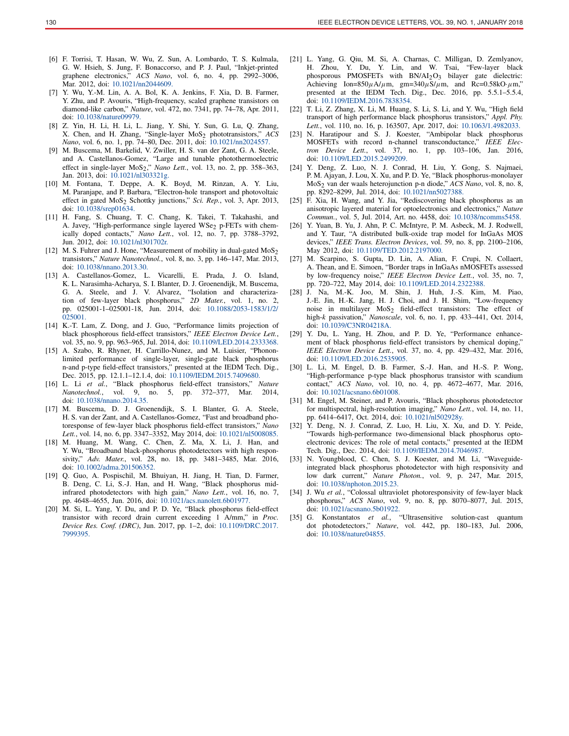[6] F. Torrisi, T. Hasan, W. Wu, Z. Sun, A. Lombardo, T. S. Kulmala, G. W. Hsieh, S. Jung, F. Bonaccorso, and P. J. Paul, "Inkjet-printed graphene electronics," *ACS Nano*, vol. 6, no. 4, pp. 2992–3006, Mar. 2012, doi: 10.1021/nn2044609.

[7] Y. Wu, Y.-M. Lin, A. A. Bol, K. A. Jenkins, F. Xia, D. B. Farmer, Y. Zhu, and P. Avouris, "High-frequency, scaled graphene transistors on diamond-like carbon," *Nature*, vol. 472, no. 7341, pp. 74–78, Apr. 2011, doi: 10.1038/nature09979.

[8] Z. Yin, H. Li, H. Li, L. Jiang, Y. Shi, Y. Sun, G. Lu, Q. Zhang, X. Chen, and H. Zhang, "Single-layer $MoS_2$ phototransistors," *ACS Nano*, vol. 6, no. 1, pp. 74–80, Dec. 2011, doi: 10.1021/nn2024557.

[9] M. Buscema, M. Barkelid, V. Zwiller, H. S. van der Zant, G. A. Steele, and A. Castellanos-Gomez, "Large and tunable photothermoelectric effect in single-layer $MoS_2$," *Nano Lett.*, vol. 13, no. 2, pp. 358–363, Jan. 2013, doi: 10.1021/nl303321g.

[10] M. Fontana, T. Deppe, A. K. Boyd, M. Rinzan, A. Y. Liu, M. Paranjape, and P. Barbara, "Electron-hole transport and photovoltaic effect in gated $MoS_2$ Schottky junctions," *Sci. Rep.*, vol. 3, Apr. 2013, doi: 10.1038/srep01634.

[11] H. Fang, S. Chuang, T. C. Chang, K. Takei, T. Takahashi, and A. Javey, "High-performance single layered $WSe_2$ p-FETs with chemically doped contacts," *Nano Lett.*, vol. 12, no. 7, pp. 3788–3792, Jun. 2012, doi: 10.1021/nl301702r.

[12] M. S. Fuhrer and J. Hone, "Measurement of mobility in dual-gated $MoS_2$ transistors," *Nature Nanotechnol.*, vol. 8, no. 3, pp. 146–147, Mar. 2013, doi: 10.1038/nnano.2013.30.

[13] A. Castellanos-Gomez, L. Vicarelli, E. Prada, J. O. Island, K. L. Narasimha-Acharya, S. I. Blanter, D. J. Groenendijk, M. Buscema, G. A. Steele, and J. V. Alvarez, "Isolation and characterization of few-layer black phosphorus," *2D Mater.*, vol. 1, no. 2, pp. 025001-1–025001-18, Jun. 2014, doi: 10.1088/2053-1583/1/2/025001.

[14] K.-T. Lam, Z. Dong, and J. Guo, "Performance limits projection of black phosphorous field-effect transistors," *IEEE Electron Device Lett.*, vol. 35, no. 9, pp. 963–965, Jul. 2014, doi: 10.1109/LED.2014.2333368.

[15] A. Szabo, R. Rhyner, H. Carrillo-Nunez, and M. Luisier, "Phonon-limited performance of single-layer, single-gate black phosphorus n-and p-type field-effect transistors," presented at the IEDM Tech. Dig., Dec. 2015, pp. 12.1.1–12.1.4, doi: 10.1109/IEDM.2015.7409680.

[16] L. Li *et al.*, "Black phosphorus field-effect transistors," *Nature Nanotechnol.*, vol. 9, no. 5, pp. 372–377, Mar. 2014, doi: 10.1038/nnano.2014.35.

[17] M. Buscema, D. J. Groenendijk, S. I. Blanter, G. A. Steele, H. S. van der Zant, and A. Castellanos-Gomez, "Fast and broadband photoresponse of few-layer black phosphorus field-effect transistors," *Nano Lett.*, vol. 14, no. 6, pp. 3347–3352, May 2014, doi: 10.1021/nl5008085.

[18] M. Huang, M. Wang, C. Chen, Z. Ma, X. Li, J. Han, and Y. Wu, "Broadband black-phosphorus photodetectors with high responsivity," *Adv. Mater.*, vol. 28, no. 18, pp. 3481–3485, Mar. 2016, doi: 10.1002/adma.201506352.

[19] Q. Guo, A. Pospischil, M. Bhuiyan, H. Jiang, H. Tian, D. Farmer, B. Deng, C. Li, S.-J. Han, and H. Wang, "Black phosphorus mid-infrared photodetectors with high gain," *Nano Lett.*, vol. 16, no. 7, pp. 4648–4655, Jun. 2016, doi: 10.1021/acs.nanolett.6b01977.

[20] M. Si, L. Yang, Y. Du, and P. D. Ye, "Black phosphorus field-effect transistor with record drain current exceeding 1 A/mm," in *Proc. Device Res. Conf. (DRC)*, Jun. 2017, pp. 1–2, doi: 10.1109/DRC.2017.7999395.

[21] L. Yang, G. Qiu, M. Si, A. Charnas, C. Milligan, D. Zemlyanov, H. Zhou, Y. Du, Y. Lin, and W. Tsai, "Few-layer black phosporous PMOSFETs with $BN/AI_2O_3$ bilayer gate dielectric: Achieving Ion=850$\mu$A/$\mu$m, gm=340$\mu$S/$\mu$m, and Rc=0.58k$\Omega\cdot\mu$m," presented at the IEDM Tech. Dig., Dec. 2016, pp. 5.5.1–5.5.4, doi: 10.1109/IEDM.2016.7838354.

[22] T. Li, Z. Zhang, X. Li, M. Huang, S. Li, S. Li, and Y. Wu, "High field transport of high performance black phosphorus transistors," *Appl. Phy. Lett.*, vol. 110, no. 16, p. 163507, Apr. 2017, doi: 10.1063/1.4982033.

[23] N. Haratipour and S. J. Koester, "Ambipolar black phosphorus MOSFETs with record n-channel transconductance," *IEEE Electron Device Lett.*, vol. 37, no. 1, pp. 103–106, Jan. 2016, doi: 10.1109/LED.2015.2499209.

[24] Y. Deng, Z. Luo, N. J. Conrad, H. Liu, Y. Gong, S. Najmaei, P. M. Ajayan, J. Lou, X. Xu, and P. D. Ye, "Black phosphorus-monolayer $MoS_2$ van der waals heterojunction p-n diode," *ACS Nano*, vol. 8, no. 8, pp. 8292–8299, Jul. 2014, doi: 10.1021/nn5027388.

[25] F. Xia, H. Wang, and Y. Jia, "Rediscovering black phosphorus as an anisotropic layered material for optoelectronics and electronics," *Nature Commun.*, vol. 5, Jul. 2014, Art. no. 4458, doi: 10.1038/ncomms5458.

[26] Y. Yuan, B. Yu, J. Ahn, P. C. McIntyre, P. M. Asbeck, M. J. Rodwell, and Y. Taur, "A distributed bulk-oxide trap model for InGaAs MOS devices," *IEEE Trans. Electron Devices*, vol. 59, no. 8, pp. 2100–2106, May 2012, doi: 10.1109/TED.2012.2197000.

[27] M. Scarpino, S. Gupta, D. Lin, A. Alian, F. Crupi, N. Collaert, A. Thean, and E. Simoen, "Border traps in InGaAs nMOSFETs assessed by low-frequency noise," *IEEE Electron Device Lett.*, vol. 35, no. 7, pp. 720–722, May 2014, doi: 10.1109/LED.2014.2322388.

[28] J. Na, M.-K. Joo, M. Shin, J. Huh, J.-S. Kim, M. Piao, J.-E. Jin, H.-K. Jang, H. J. Choi, and J. H. Shim, "Low-frequency noise in multilayer $MoS_2$ field-effect transistors: The effect of high-*k* passivation," *Nanoscale*, vol. 6, no. 1, pp. 433–441, Oct. 2014, doi: 10.1039/C3NR04218A.

[29] Y. Du, L. Yang, H. Zhou, and P. D. Ye, "Performance enhancement of black phosphorus field-effect transistors by chemical doping," *IEEE Electron Device Lett.*, vol. 37, no. 4, pp. 429–432, Mar. 2016, doi: 10.1109/LED.2016.2535905.

[30] L. Li, M. Engel, D. B. Farmer, S.-J. Han, and H.-S. P. Wong, "High-performance p-type black phosphorus transistor with scandium contact," *ACS Nano*, vol. 10, no. 4, pp. 4672–4677, Mar. 2016, doi: 10.1021/acsnano.6b01008.

[31] M. Engel, M. Steiner, and P. Avouris, "Black phosphorus photodetector for multispectral, high-resolution imaging," *Nano Lett.*, vol. 14, no. 11, pp. 6414–6417, Oct. 2014, doi: 10.1021/nl502928y.

[32] Y. Deng, N. J. Conrad, Z. Luo, H. Liu, X. Xu, and D. Y. Peide, "Towards high-performance two-dimensional black phosphorus optoelectronic devices: The role of metal contacts," presented at the IEDM Tech. Dig., Dec. 2014, doi: 10.1109/IEDM.2014.7046987.

[33] N. Youngblood, C. Chen, S. J. Koester, and M. Li, "Waveguide-integrated black phosphorus photodetector with high responsivity and low dark current," *Nature Photon.*, vol. 9, p. 247, Mar. 2015, doi: 10.1038/nphoton.2015.23.

[34] J. Wu *et al.*, "Colossal ultraviolet photoresponsivity of few-layer black phosphorus," *ACS Nano*, vol. 9, no. 8, pp. 8070–8077, Jul. 2015, doi: 10.1021/acsnano.5b01922.

[35] G. Konstantatos *et al.*, "Ultrasensitive solution-cast quantum dot photodetectors," *Nature*, vol. 442, pp. 180–183, Jul. 2006, doi: 10.1038/nature04855.